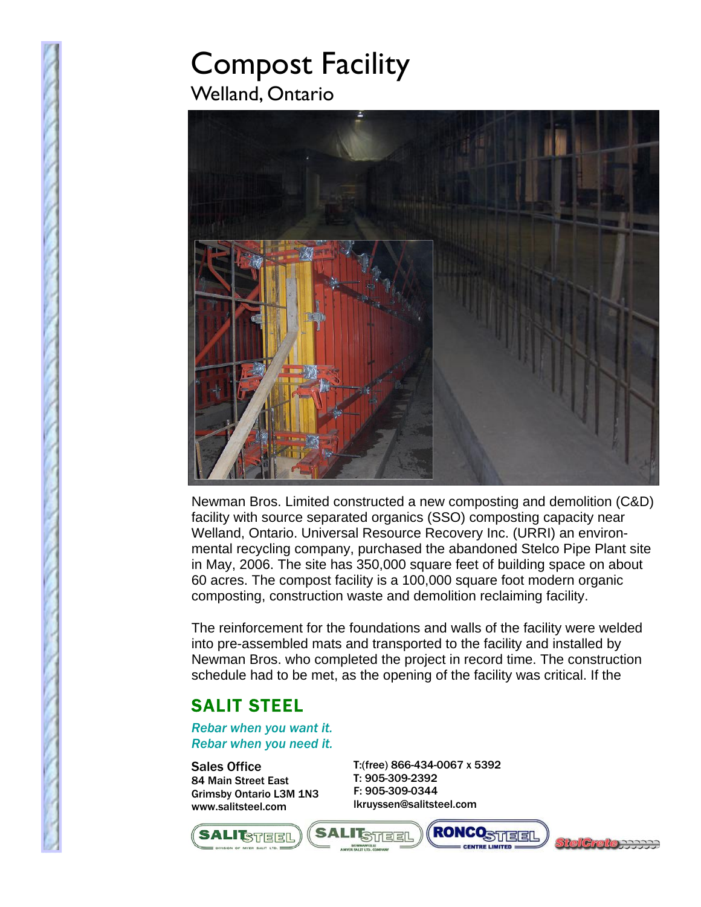# Compost Facility

## Welland, Ontario

Newman Bros. Limited constructed a new composting and demolition (C&D) facility with source separated organics (SSO) composting capacity near Welland, Ontario. Universal Resource Recovery Inc. (URRI) an environmental recycling company, purchased the abandoned Stelco Pipe Plant site in May, 2006. The site has 350,000 square feet of building space on about 60 acres. The compost facility is a 100,000 square foot modern organic composting, construction waste and demolition reclaiming facility.

The reinforcement for the foundations and walls of the facility were welded into pre-assembled mats and transported to the facility and installed by Newman Bros. who completed the project in record time. The construction schedule had to be met, as the opening of the facility was critical. If the

## SALIT STEEL

*Rebar when you want it.*
*Rebar when you need it.*

Sales Office
84 Main Street East
Grimsby Ontario L3M 1N3
www.salitsteel.com

T:(free) 866-434-0067 x 5392
T: 905-309-2392
F: 905-309-0344
lkruyssen@salitsteel.com

SALIT STEEL — Division of Myer Salit Ltd. | SALIT STEEL — Bowmanville — A Myer Salit Ltd. Company | RONCO STEEL Centre Limited | StelCrete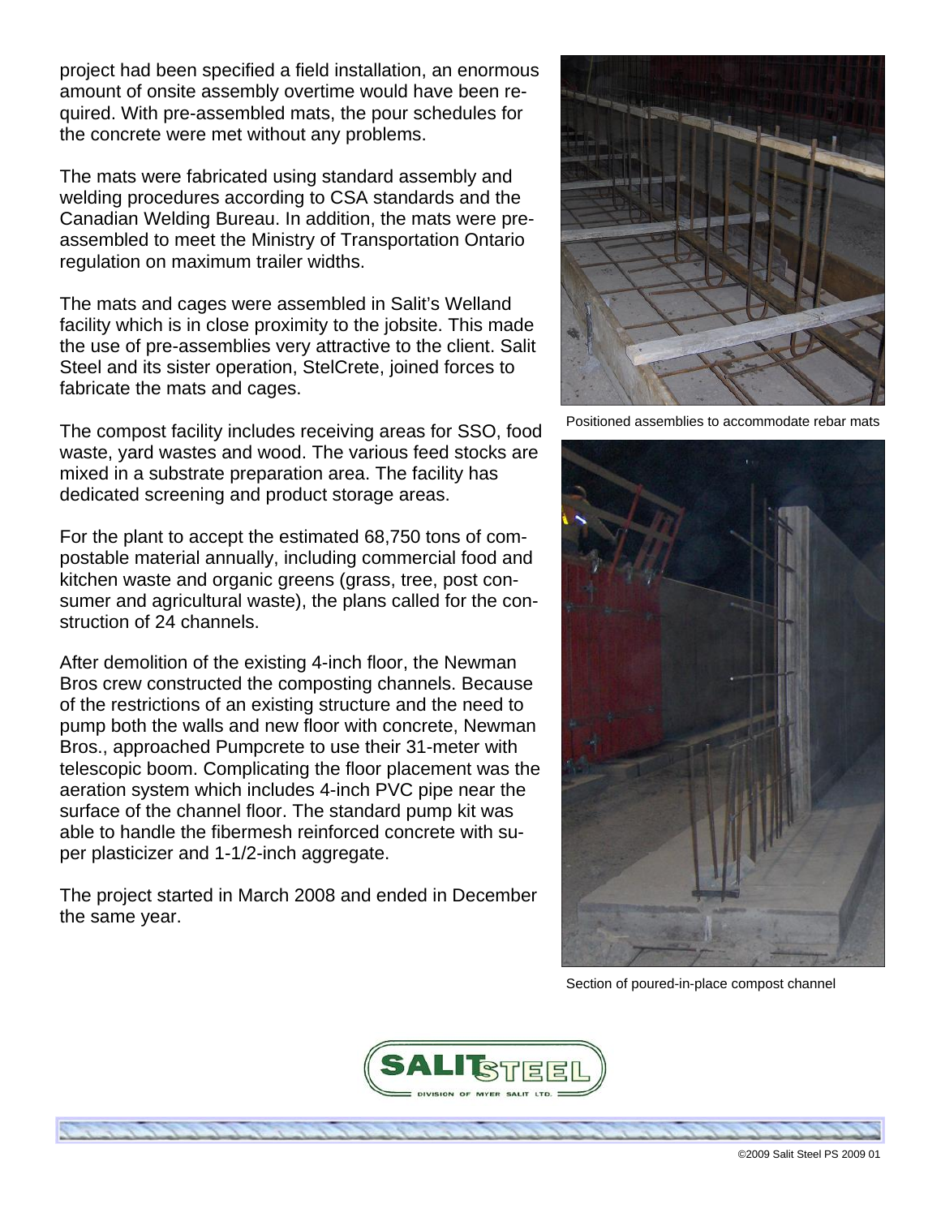project had been specified a field installation, an enormous amount of onsite assembly overtime would have been required. With pre-assembled mats, the pour schedules for the concrete were met without any problems.

The mats were fabricated using standard assembly and welding procedures according to CSA standards and the Canadian Welding Bureau. In addition, the mats were pre-assembled to meet the Ministry of Transportation Ontario regulation on maximum trailer widths.

The mats and cages were assembled in Salit's Welland facility which is in close proximity to the jobsite. This made the use of pre-assemblies very attractive to the client. Salit Steel and its sister operation, StelCrete, joined forces to fabricate the mats and cages.

The compost facility includes receiving areas for SSO, food waste, yard wastes and wood. The various feed stocks are mixed in a substrate preparation area. The facility has dedicated screening and product storage areas.

For the plant to accept the estimated 68,750 tons of compostable material annually, including commercial food and kitchen waste and organic greens (grass, tree, post consumer and agricultural waste), the plans called for the construction of 24 channels.

After demolition of the existing 4-inch floor, the Newman Bros crew constructed the composting channels. Because of the restrictions of an existing structure and the need to pump both the walls and new floor with concrete, Newman Bros., approached Pumpcrete to use their 31-meter with telescopic boom. Complicating the floor placement was the aeration system which includes 4-inch PVC pipe near the surface of the channel floor. The standard pump kit was able to handle the fibermesh reinforced concrete with super plasticizer and 1-1/2-inch aggregate.

The project started in March 2008 and ended in December the same year.

Positioned assemblies to accommodate rebar mats

Section of poured-in-place compost channel

SALIT STEEL
DIVISION OF MYER SALIT LTD.

©2009 Salit Steel PS 2009 01